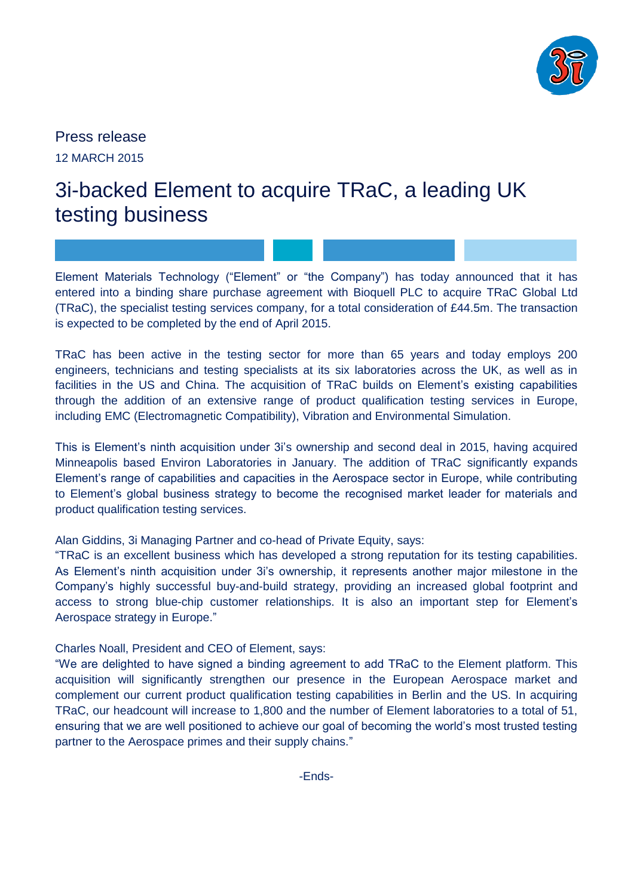Press release

12 MARCH 2015

# 3i-backed Element to acquire TRaC, a leading UK testing business

Element Materials Technology ("Element" or "the Company") has today announced that it has entered into a binding share purchase agreement with Bioquell PLC to acquire TRaC Global Ltd (TRaC), the specialist testing services company, for a total consideration of £44.5m. The transaction is expected to be completed by the end of April 2015.

TRaC has been active in the testing sector for more than 65 years and today employs 200 engineers, technicians and testing specialists at its six laboratories across the UK, as well as in facilities in the US and China. The acquisition of TRaC builds on Element's existing capabilities through the addition of an extensive range of product qualification testing services in Europe, including EMC (Electromagnetic Compatibility), Vibration and Environmental Simulation.

This is Element's ninth acquisition under 3i's ownership and second deal in 2015, having acquired Minneapolis based Environ Laboratories in January. The addition of TRaC significantly expands Element's range of capabilities and capacities in the Aerospace sector in Europe, while contributing to Element's global business strategy to become the recognised market leader for materials and product qualification testing services.

Alan Giddins, 3i Managing Partner and co-head of Private Equity, says:
"TRaC is an excellent business which has developed a strong reputation for its testing capabilities. As Element's ninth acquisition under 3i's ownership, it represents another major milestone in the Company's highly successful buy-and-build strategy, providing an increased global footprint and access to strong blue-chip customer relationships. It is also an important step for Element's Aerospace strategy in Europe."

Charles Noall, President and CEO of Element, says:
"We are delighted to have signed a binding agreement to add TRaC to the Element platform. This acquisition will significantly strengthen our presence in the European Aerospace market and complement our current product qualification testing capabilities in Berlin and the US. In acquiring TRaC, our headcount will increase to 1,800 and the number of Element laboratories to a total of 51, ensuring that we are well positioned to achieve our goal of becoming the world's most trusted testing partner to the Aerospace primes and their supply chains."

-Ends-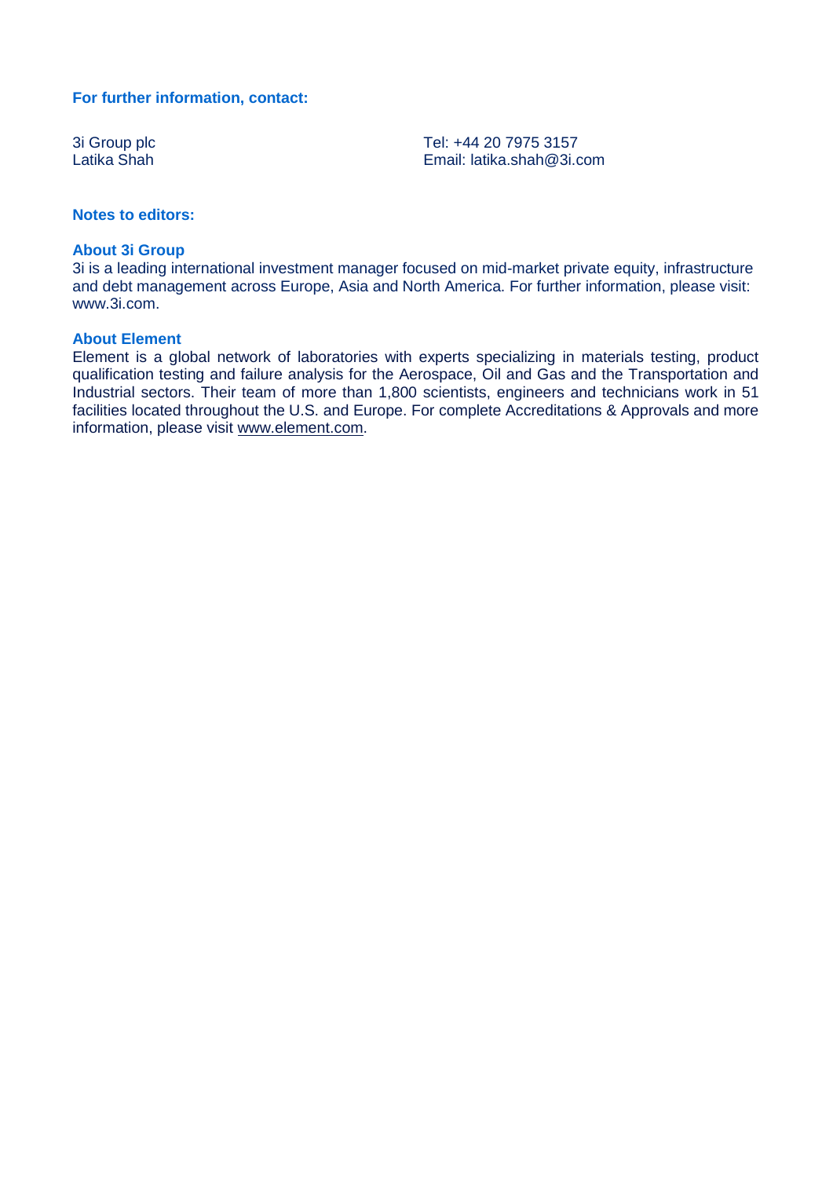**For further information, contact:**

3i Group plc
Latika Shah

Tel: +44 20 7975 3157
Email: latika.shah@3i.com

**Notes to editors:**

**About 3i Group**

3i is a leading international investment manager focused on mid-market private equity, infrastructure and debt management across Europe, Asia and North America. For further information, please visit: www.3i.com.

**About Element**

Element is a global network of laboratories with experts specializing in materials testing, product qualification testing and failure analysis for the Aerospace, Oil and Gas and the Transportation and Industrial sectors. Their team of more than 1,800 scientists, engineers and technicians work in 51 facilities located throughout the U.S. and Europe. For complete Accreditations & Approvals and more information, please visit www.element.com.